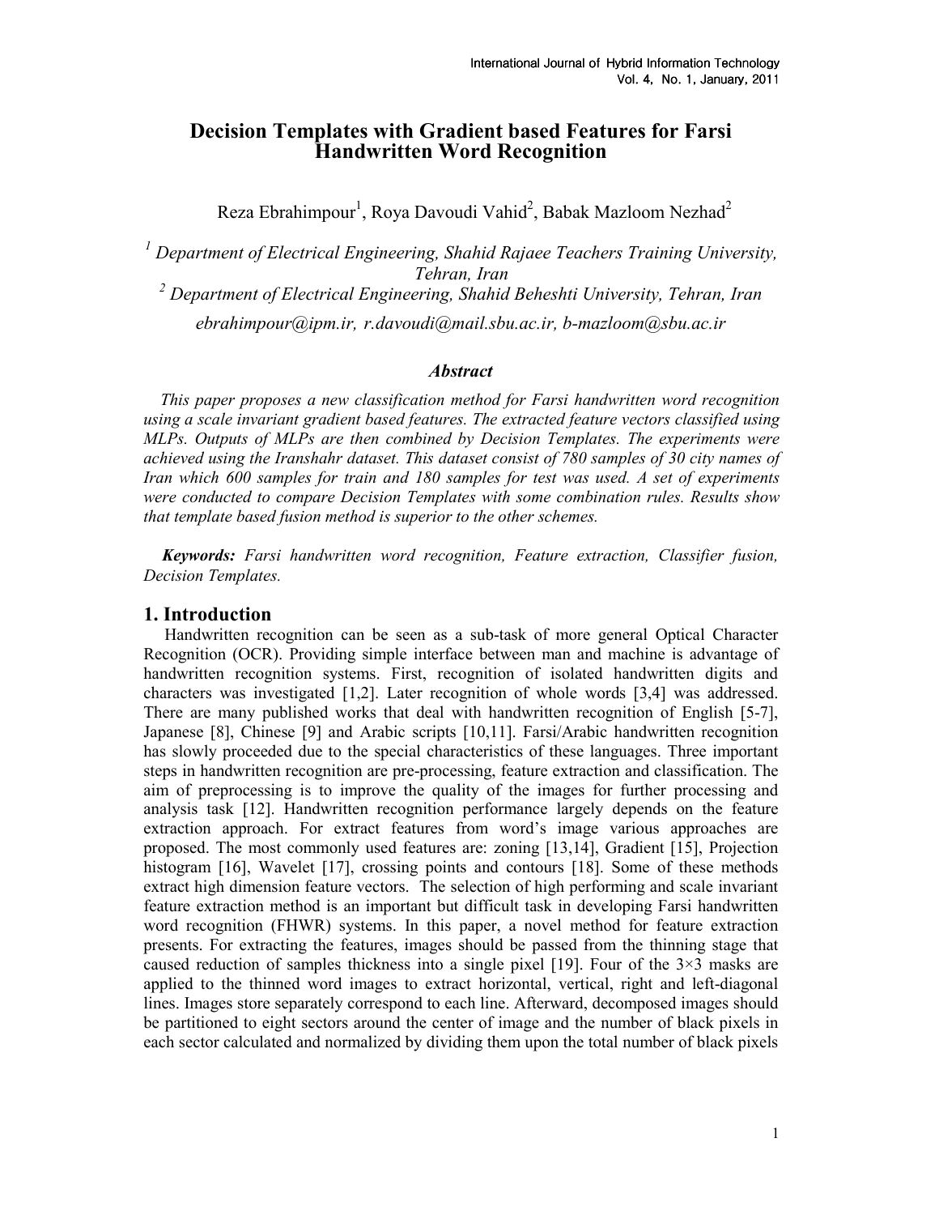# Decision Templates with Gradient based Features for Farsi Handwritten Word Recognition

Reza Ebrahimpour[1], Roya Davoudi Vahid[2], Babak Mazloom Nezhad[2]

[1] *Department of Electrical Engineering, Shahid Rajaee Teachers Training University, Tehran, Iran*

[2] *Department of Electrical Engineering, Shahid Beheshti University, Tehran, Iran*

*ebrahimpour@ipm.ir, r.davoudi@mail.sbu.ac.ir, b-mazloom@sbu.ac.ir*

### *Abstract*

*This paper proposes a new classification method for Farsi handwritten word recognition using a scale invariant gradient based features. The extracted feature vectors classified using MLPs. Outputs of MLPs are then combined by Decision Templates. The experiments were achieved using the Iranshahr dataset. This dataset consist of 780 samples of 30 city names of Iran which 600 samples for train and 180 samples for test was used. A set of experiments were conducted to compare Decision Templates with some combination rules. Results show that template based fusion method is superior to the other schemes.*

***Keywords:*** *Farsi handwritten word recognition, Feature extraction, Classifier fusion, Decision Templates.*

## 1. Introduction

Handwritten recognition can be seen as a sub-task of more general Optical Character Recognition (OCR). Providing simple interface between man and machine is advantage of handwritten recognition systems. First, recognition of isolated handwritten digits and characters was investigated [1,2]. Later recognition of whole words [3,4] was addressed. There are many published works that deal with handwritten recognition of English [5-7], Japanese [8], Chinese [9] and Arabic scripts [10,11]. Farsi/Arabic handwritten recognition has slowly proceeded due to the special characteristics of these languages. Three important steps in handwritten recognition are pre-processing, feature extraction and classification. The aim of preprocessing is to improve the quality of the images for further processing and analysis task [12]. Handwritten recognition performance largely depends on the feature extraction approach. For extract features from word's image various approaches are proposed. The most commonly used features are: zoning [13,14], Gradient [15], Projection histogram [16], Wavelet [17], crossing points and contours [18]. Some of these methods extract high dimension feature vectors. The selection of high performing and scale invariant feature extraction method is an important but difficult task in developing Farsi handwritten word recognition (FHWR) systems. In this paper, a novel method for feature extraction presents. For extracting the features, images should be passed from the thinning stage that caused reduction of samples thickness into a single pixel [19]. Four of the 3×3 masks are applied to the thinned word images to extract horizontal, vertical, right and left-diagonal lines. Images store separately correspond to each line. Afterward, decomposed images should be partitioned to eight sectors around the center of image and the number of black pixels in each sector calculated and normalized by dividing them upon the total number of black pixels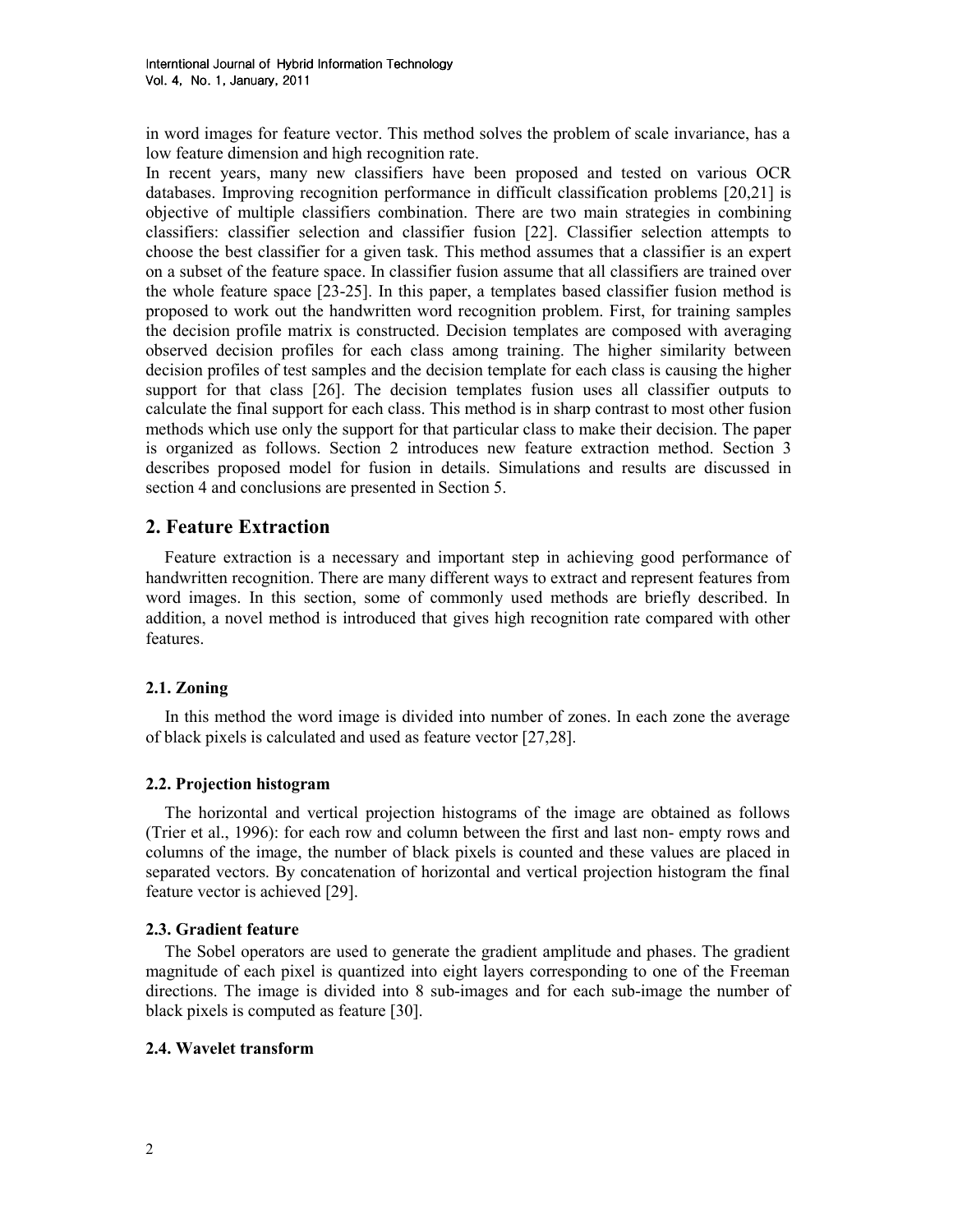in word images for feature vector. This method solves the problem of scale invariance, has a low feature dimension and high recognition rate.

In recent years, many new classifiers have been proposed and tested on various OCR databases. Improving recognition performance in difficult classification problems [20,21] is objective of multiple classifiers combination. There are two main strategies in combining classifiers: classifier selection and classifier fusion [22]. Classifier selection attempts to choose the best classifier for a given task. This method assumes that a classifier is an expert on a subset of the feature space. In classifier fusion assume that all classifiers are trained over the whole feature space [23-25]. In this paper, a templates based classifier fusion method is proposed to work out the handwritten word recognition problem. First, for training samples the decision profile matrix is constructed. Decision templates are composed with averaging observed decision profiles for each class among training. The higher similarity between decision profiles of test samples and the decision template for each class is causing the higher support for that class [26]. The decision templates fusion uses all classifier outputs to calculate the final support for each class. This method is in sharp contrast to most other fusion methods which use only the support for that particular class to make their decision. The paper is organized as follows. Section 2 introduces new feature extraction method. Section 3 describes proposed model for fusion in details. Simulations and results are discussed in section 4 and conclusions are presented in Section 5.

## 2. Feature Extraction

Feature extraction is a necessary and important step in achieving good performance of handwritten recognition. There are many different ways to extract and represent features from word images. In this section, some of commonly used methods are briefly described. In addition, a novel method is introduced that gives high recognition rate compared with other features.

### 2.1. Zoning

In this method the word image is divided into number of zones. In each zone the average of black pixels is calculated and used as feature vector [27,28].

### 2.2. Projection histogram

The horizontal and vertical projection histograms of the image are obtained as follows (Trier et al., 1996): for each row and column between the first and last non- empty rows and columns of the image, the number of black pixels is counted and these values are placed in separated vectors. By concatenation of horizontal and vertical projection histogram the final feature vector is achieved [29].

### 2.3. Gradient feature

The Sobel operators are used to generate the gradient amplitude and phases. The gradient magnitude of each pixel is quantized into eight layers corresponding to one of the Freeman directions. The image is divided into 8 sub-images and for each sub-image the number of black pixels is computed as feature [30].

### 2.4. Wavelet transform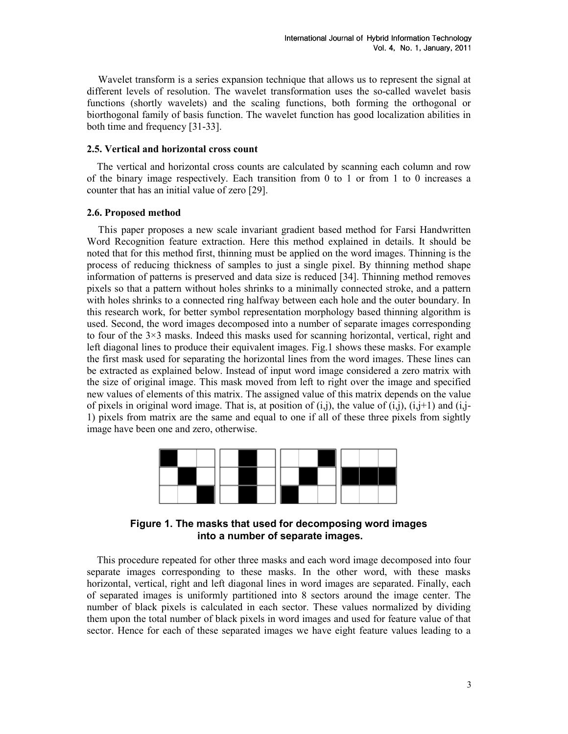Wavelet transform is a series expansion technique that allows us to represent the signal at different levels of resolution. The wavelet transformation uses the so-called wavelet basis functions (shortly wavelets) and the scaling functions, both forming the orthogonal or biorthogonal family of basis function. The wavelet function has good localization abilities in both time and frequency [31-33].

### 2.5. Vertical and horizontal cross count

The vertical and horizontal cross counts are calculated by scanning each column and row of the binary image respectively. Each transition from 0 to 1 or from 1 to 0 increases a counter that has an initial value of zero [29].

### 2.6. Proposed method

This paper proposes a new scale invariant gradient based method for Farsi Handwritten Word Recognition feature extraction. Here this method explained in details. It should be noted that for this method first, thinning must be applied on the word images. Thinning is the process of reducing thickness of samples to just a single pixel. By thinning method shape information of patterns is preserved and data size is reduced [34]. Thinning method removes pixels so that a pattern without holes shrinks to a minimally connected stroke, and a pattern with holes shrinks to a connected ring halfway between each hole and the outer boundary. In this research work, for better symbol representation morphology based thinning algorithm is used. Second, the word images decomposed into a number of separate images corresponding to four of the 3×3 masks. Indeed this masks used for scanning horizontal, vertical, right and left diagonal lines to produce their equivalent images. Fig.1 shows these masks. For example the first mask used for separating the horizontal lines from the word images. These lines can be extracted as explained below. Instead of input word image considered a zero matrix with the size of original image. This mask moved from left to right over the image and specified new values of elements of this matrix. The assigned value of this matrix depends on the value of pixels in original word image. That is, at position of (i,j), the value of (i,j), (i,j+1) and (i,j-1) pixels from matrix are the same and equal to one if all of these three pixels from sightly image have been one and zero, otherwise.

**Figure 1. The masks that used for decomposing word images into a number of separate images.**

This procedure repeated for other three masks and each word image decomposed into four separate images corresponding to these masks. In the other word, with these masks horizontal, vertical, right and left diagonal lines in word images are separated. Finally, each of separated images is uniformly partitioned into 8 sectors around the image center. The number of black pixels is calculated in each sector. These values normalized by dividing them upon the total number of black pixels in word images and used for feature value of that sector. Hence for each of these separated images we have eight feature values leading to a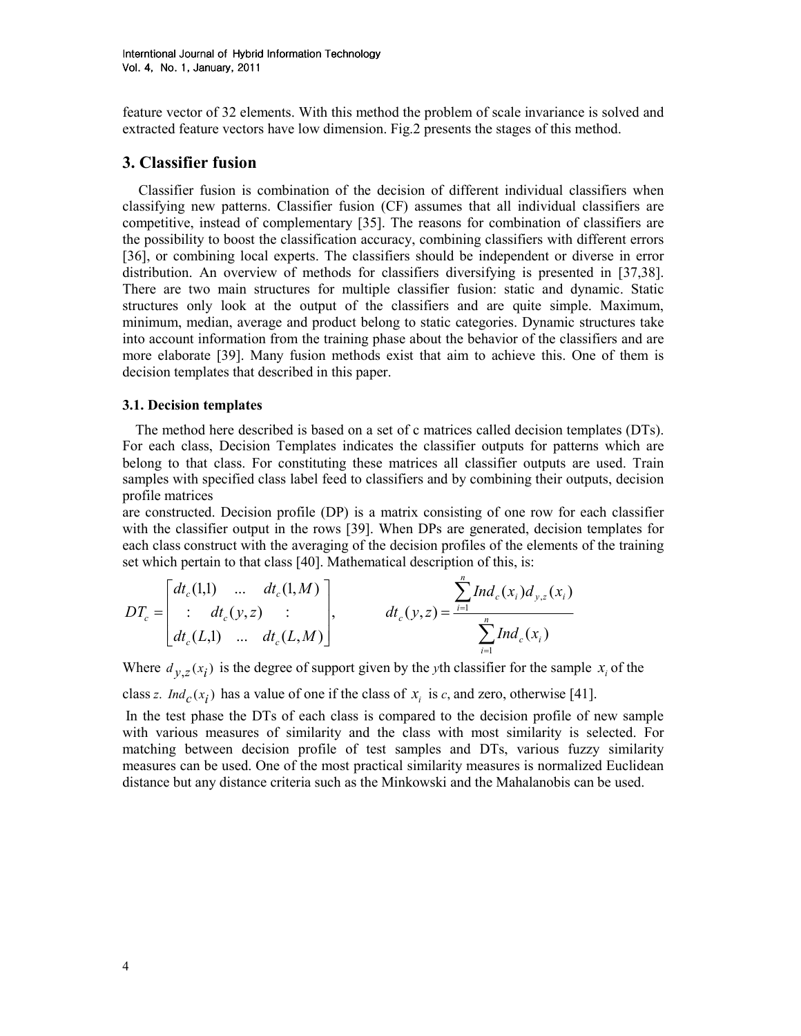feature vector of 32 elements. With this method the problem of scale invariance is solved and extracted feature vectors have low dimension. Fig.2 presents the stages of this method.

## 3. Classifier fusion

Classifier fusion is combination of the decision of different individual classifiers when classifying new patterns. Classifier fusion (CF) assumes that all individual classifiers are competitive, instead of complementary [35]. The reasons for combination of classifiers are the possibility to boost the classification accuracy, combining classifiers with different errors [36], or combining local experts. The classifiers should be independent or diverse in error distribution. An overview of methods for classifiers diversifying is presented in [37,38]. There are two main structures for multiple classifier fusion: static and dynamic. Static structures only look at the output of the classifiers and are quite simple. Maximum, minimum, median, average and product belong to static categories. Dynamic structures take into account information from the training phase about the behavior of the classifiers and are more elaborate [39]. Many fusion methods exist that aim to achieve this. One of them is decision templates that described in this paper.

### 3.1. Decision templates

The method here described is based on a set of c matrices called decision templates (DTs). For each class, Decision Templates indicates the classifier outputs for patterns which are belong to that class. For constituting these matrices all classifier outputs are used. Train samples with specified class label feed to classifiers and by combining their outputs, decision profile matrices are constructed. Decision profile (DP) is a matrix consisting of one row for each classifier with the classifier output in the rows [39]. When DPs are generated, decision templates for each class construct with the averaging of the decision profiles of the elements of the training set which pertain to that class [40]. Mathematical description of this, is:

$$DT_c = \begin{bmatrix} dt_c(1,1) & \dots & dt_c(1,M) \\ : & dt_c(y,z) & : \\ dt_c(L,1) & \dots & dt_c(L,M) \end{bmatrix}, \qquad dt_c(y,z) = \frac{\sum_{i=1}^{n} Ind_c(x_i) d_{y,z}(x_i)}{\sum_{i=1}^{n} Ind_c(x_i)}$$

Where $d_{y,z}(x_i)$ is the degree of support given by the $y$th classifier for the sample $x_i$ of the class $z$. $Ind_c(x_i)$ has a value of one if the class of $x_i$ is $c$, and zero, otherwise [41].

In the test phase the DTs of each class is compared to the decision profile of new sample with various measures of similarity and the class with most similarity is selected. For matching between decision profile of test samples and DTs, various fuzzy similarity measures can be used. One of the most practical similarity measures is normalized Euclidean distance but any distance criteria such as the Minkowski and the Mahalanobis can be used.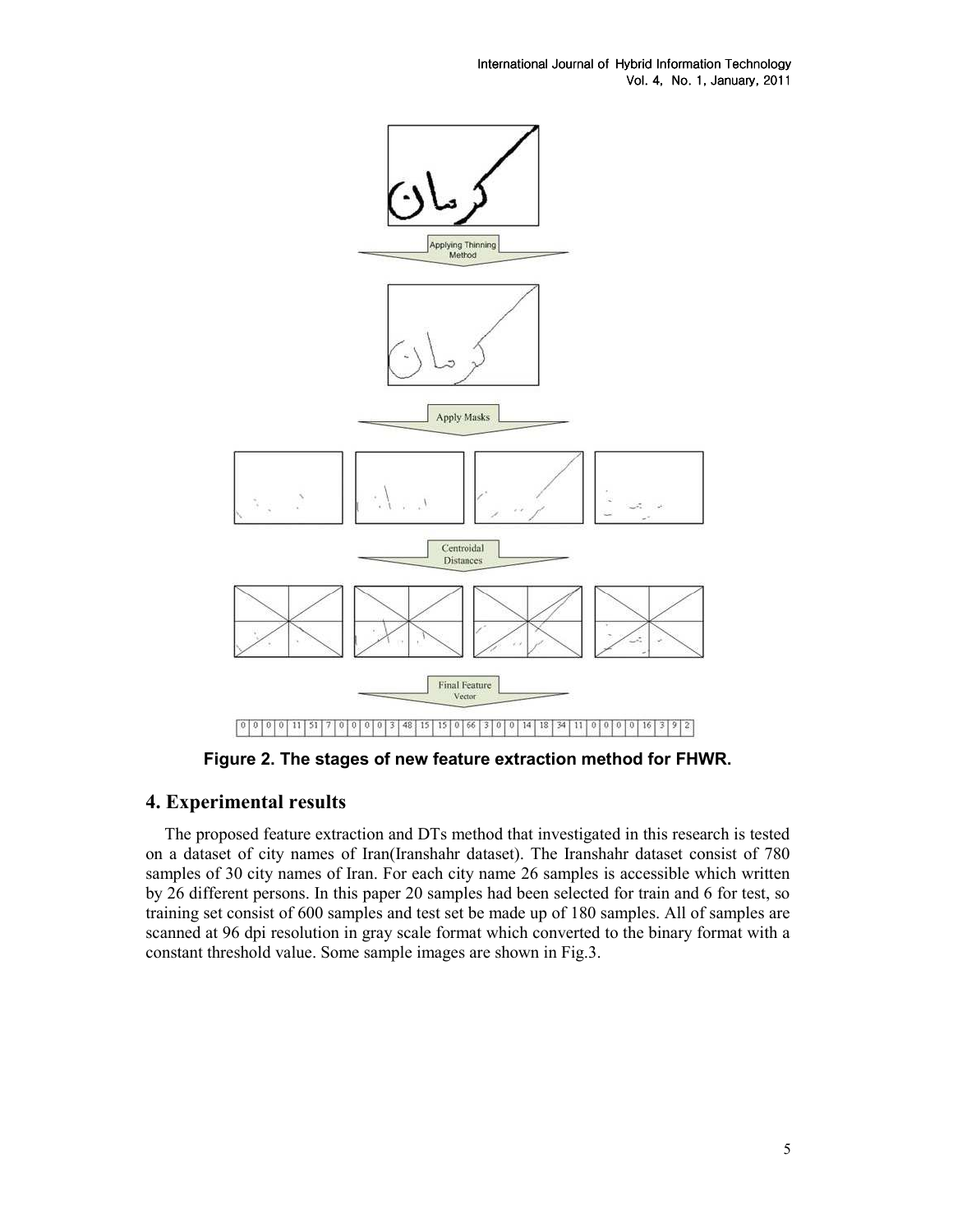**Figure 2. The stages of new feature extraction method for FHWR.**

## 4. Experimental results

The proposed feature extraction and DTs method that investigated in this research is tested on a dataset of city names of Iran(Iranshahr dataset). The Iranshahr dataset consist of 780 samples of 30 city names of Iran. For each city name 26 samples is accessible which written by 26 different persons. In this paper 20 samples had been selected for train and 6 for test, so training set consist of 600 samples and test set be made up of 180 samples. All of samples are scanned at 96 dpi resolution in gray scale format which converted to the binary format with a constant threshold value. Some sample images are shown in Fig.3.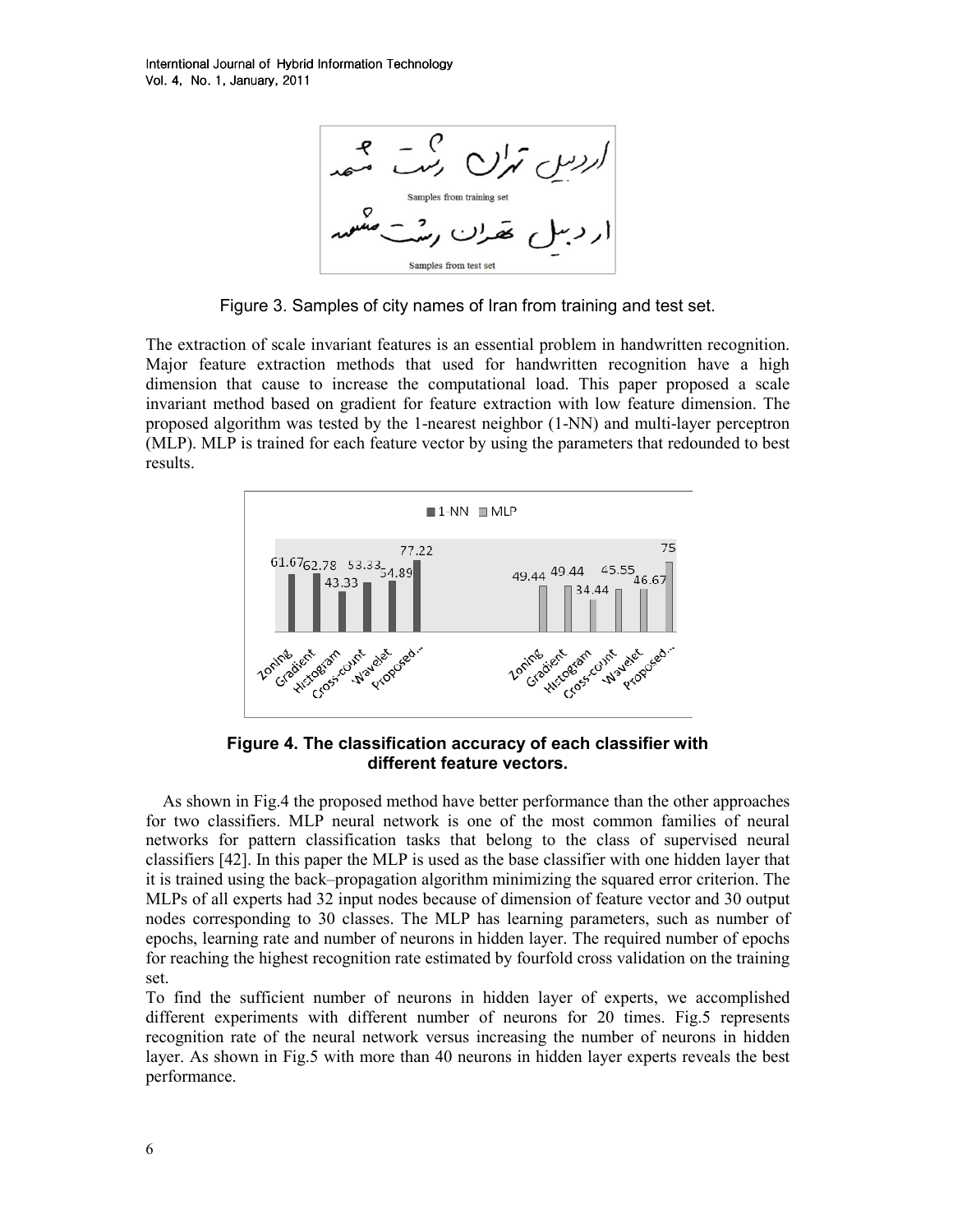Figure 3. Samples of city names of Iran from training and test set.

The extraction of scale invariant features is an essential problem in handwritten recognition. Major feature extraction methods that used for handwritten recognition have a high dimension that cause to increase the computational load. This paper proposed a scale invariant method based on gradient for feature extraction with low feature dimension. The proposed algorithm was tested by the 1-nearest neighbor (1-NN) and multi-layer perceptron (MLP). MLP is trained for each feature vector by using the parameters that redounded to best results.

**Figure 4. The classification accuracy of each classifier with different feature vectors.**

As shown in Fig.4 the proposed method have better performance than the other approaches for two classifiers. MLP neural network is one of the most common families of neural networks for pattern classification tasks that belong to the class of supervised neural classifiers [42]. In this paper the MLP is used as the base classifier with one hidden layer that it is trained using the back–propagation algorithm minimizing the squared error criterion. The MLPs of all experts had 32 input nodes because of dimension of feature vector and 30 output nodes corresponding to 30 classes. The MLP has learning parameters, such as number of epochs, learning rate and number of neurons in hidden layer. The required number of epochs for reaching the highest recognition rate estimated by fourfold cross validation on the training set.

To find the sufficient number of neurons in hidden layer of experts, we accomplished different experiments with different number of neurons for 20 times. Fig.5 represents recognition rate of the neural network versus increasing the number of neurons in hidden layer. As shown in Fig.5 with more than 40 neurons in hidden layer experts reveals the best performance.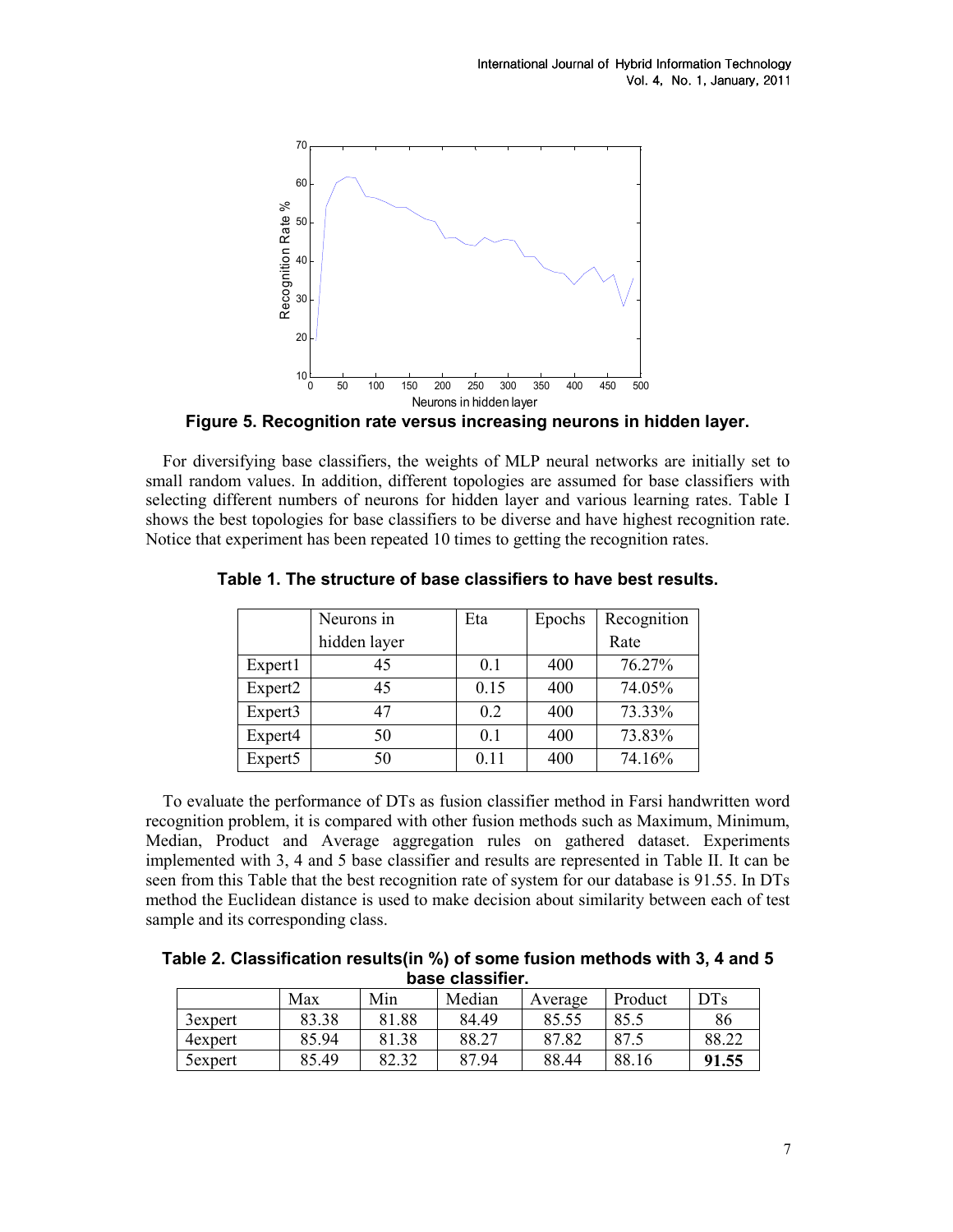**Figure 5. Recognition rate versus increasing neurons in hidden layer.**

For diversifying base classifiers, the weights of MLP neural networks are initially set to small random values. In addition, different topologies are assumed for base classifiers with selecting different numbers of neurons for hidden layer and various learning rates. Table I shows the best topologies for base classifiers to be diverse and have highest recognition rate. Notice that experiment has been repeated 10 times to getting the recognition rates.

**Table 1. The structure of base classifiers to have best results.**

| | Neurons in hidden layer | Eta | Epochs | Recognition Rate |
|---|---|---|---|---|
| Expert1 | 45 | 0.1 | 400 | 76.27% |
| Expert2 | 45 | 0.15 | 400 | 74.05% |
| Expert3 | 47 | 0.2 | 400 | 73.33% |
| Expert4 | 50 | 0.1 | 400 | 73.83% |
| Expert5 | 50 | 0.11 | 400 | 74.16% |

To evaluate the performance of DTs as fusion classifier method in Farsi handwritten word recognition problem, it is compared with other fusion methods such as Maximum, Minimum, Median, Product and Average aggregation rules on gathered dataset. Experiments implemented with 3, 4 and 5 base classifier and results are represented in Table II. It can be seen from this Table that the best recognition rate of system for our database is 91.55. In DTs method the Euclidean distance is used to make decision about similarity between each of test sample and its corresponding class.

**Table 2. Classification results(in %) of some fusion methods with 3, 4 and 5 base classifier.**

| | Max | Min | Median | Average | Product | DTs |
|---|---|---|---|---|---|---|
| 3expert | 83.38 | 81.88 | 84.49 | 85.55 | 85.5 | 86 |
| 4expert | 85.94 | 81.38 | 88.27 | 87.82 | 87.5 | 88.22 |
| 5expert | 85.49 | 82.32 | 87.94 | 88.44 | 88.16 | **91.55** |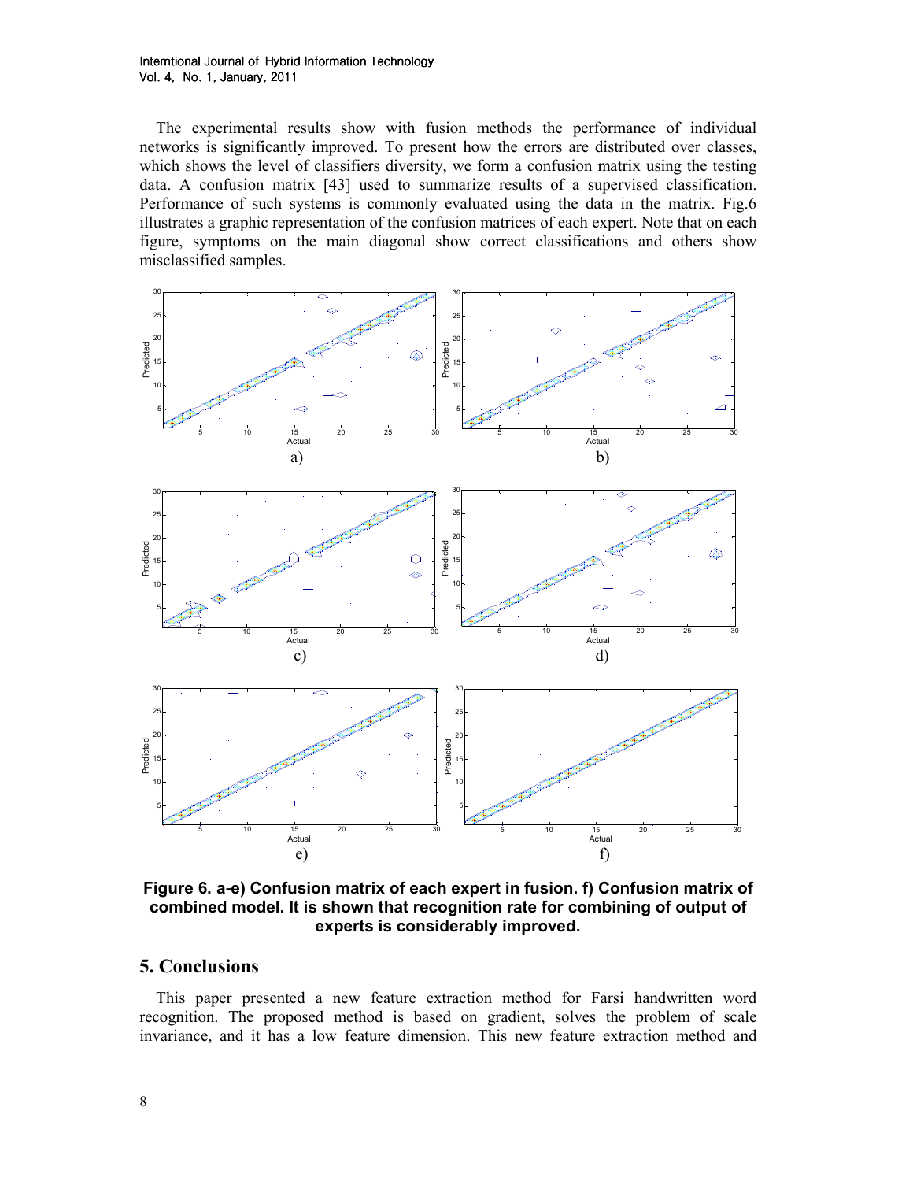The experimental results show with fusion methods the performance of individual networks is significantly improved. To present how the errors are distributed over classes, which shows the level of classifiers diversity, we form a confusion matrix using the testing data. A confusion matrix [43] used to summarize results of a supervised classification. Performance of such systems is commonly evaluated using the data in the matrix. Fig.6 illustrates a graphic representation of the confusion matrices of each expert. Note that on each figure, symptoms on the main diagonal show correct classifications and others show misclassified samples.

**Figure 6. a-e) Confusion matrix of each expert in fusion. f) Confusion matrix of combined model. It is shown that recognition rate for combining of output of experts is considerably improved.**

## 5. Conclusions

This paper presented a new feature extraction method for Farsi handwritten word recognition. The proposed method is based on gradient, solves the problem of scale invariance, and it has a low feature dimension. This new feature extraction method and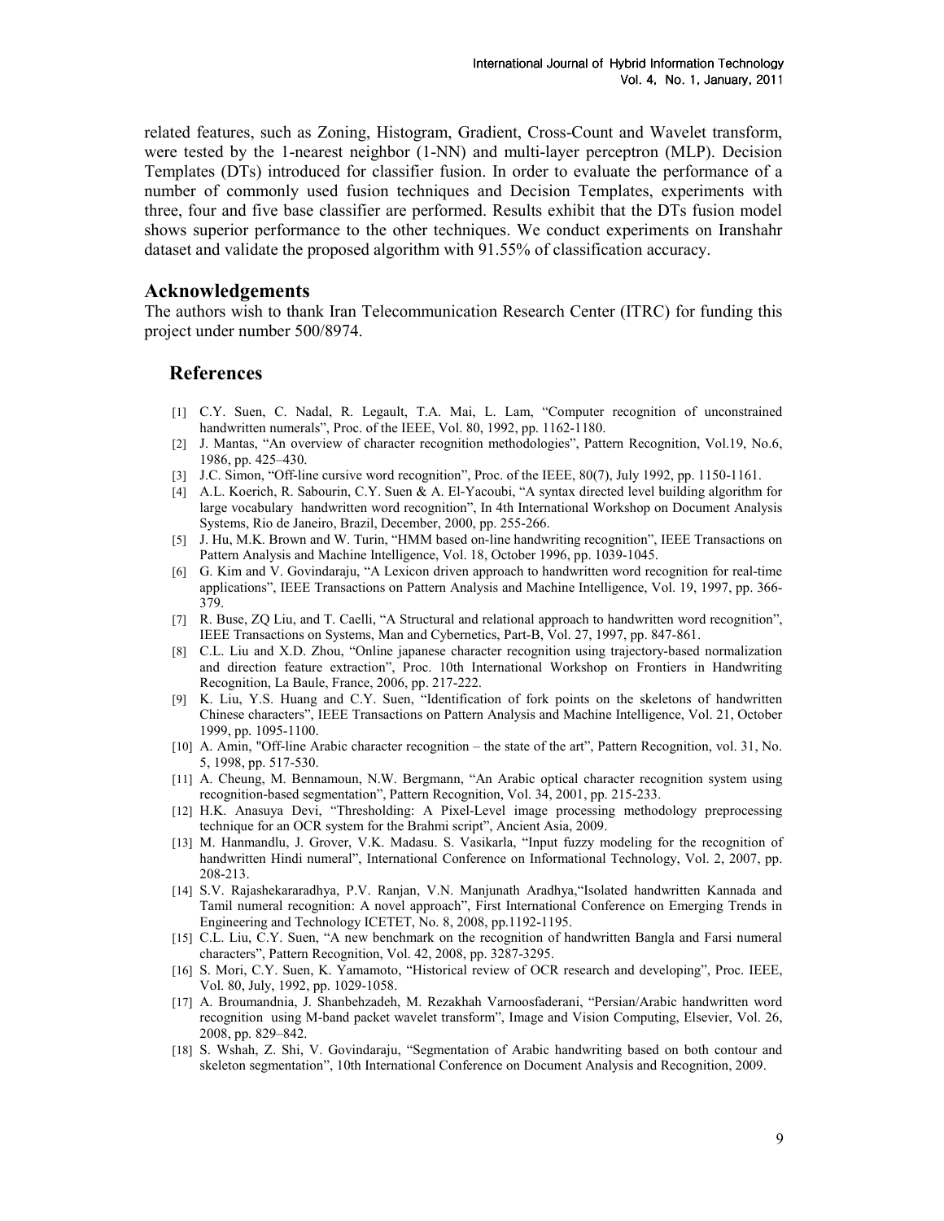related features, such as Zoning, Histogram, Gradient, Cross-Count and Wavelet transform, were tested by the 1-nearest neighbor (1-NN) and multi-layer perceptron (MLP). Decision Templates (DTs) introduced for classifier fusion. In order to evaluate the performance of a number of commonly used fusion techniques and Decision Templates, experiments with three, four and five base classifier are performed. Results exhibit that the DTs fusion model shows superior performance to the other techniques. We conduct experiments on Iranshahr dataset and validate the proposed algorithm with 91.55% of classification accuracy.

## Acknowledgements

The authors wish to thank Iran Telecommunication Research Center (ITRC) for funding this project under number 500/8974.

## References

[1] C.Y. Suen, C. Nadal, R. Legault, T.A. Mai, L. Lam, "Computer recognition of unconstrained handwritten numerals", Proc. of the IEEE, Vol. 80, 1992, pp. 1162-1180.

[2] J. Mantas, "An overview of character recognition methodologies", Pattern Recognition, Vol.19, No.6, 1986, pp. 425–430.

[3] J.C. Simon, "Off-line cursive word recognition", Proc. of the IEEE, 80(7), July 1992, pp. 1150-1161.

[4] A.L. Koerich, R. Sabourin, C.Y. Suen & A. El-Yacoubi, "A syntax directed level building algorithm for large vocabulary handwritten word recognition", In 4th International Workshop on Document Analysis Systems, Rio de Janeiro, Brazil, December, 2000, pp. 255-266.

[5] J. Hu, M.K. Brown and W. Turin, "HMM based on-line handwriting recognition", IEEE Transactions on Pattern Analysis and Machine Intelligence, Vol. 18, October 1996, pp. 1039-1045.

[6] G. Kim and V. Govindaraju, "A Lexicon driven approach to handwritten word recognition for real-time applications", IEEE Transactions on Pattern Analysis and Machine Intelligence, Vol. 19, 1997, pp. 366-379.

[7] R. Buse, ZQ Liu, and T. Caelli, "A Structural and relational approach to handwritten word recognition", IEEE Transactions on Systems, Man and Cybernetics, Part-B, Vol. 27, 1997, pp. 847-861.

[8] C.L. Liu and X.D. Zhou, "Online japanese character recognition using trajectory-based normalization and direction feature extraction", Proc. 10th International Workshop on Frontiers in Handwriting Recognition, La Baule, France, 2006, pp. 217-222.

[9] K. Liu, Y.S. Huang and C.Y. Suen, "Identification of fork points on the skeletons of handwritten Chinese characters", IEEE Transactions on Pattern Analysis and Machine Intelligence, Vol. 21, October 1999, pp. 1095-1100.

[10] A. Amin, "Off-line Arabic character recognition – the state of the art", Pattern Recognition, vol. 31, No. 5, 1998, pp. 517-530.

[11] A. Cheung, M. Bennamoun, N.W. Bergmann, "An Arabic optical character recognition system using recognition-based segmentation", Pattern Recognition, Vol. 34, 2001, pp. 215-233.

[12] H.K. Anasuya Devi, "Thresholding: A Pixel-Level image processing methodology preprocessing technique for an OCR system for the Brahmi script", Ancient Asia, 2009.

[13] M. Hanmandlu, J. Grover, V.K. Madasu. S. Vasikarla, "Input fuzzy modeling for the recognition of handwritten Hindi numeral", International Conference on Informational Technology, Vol. 2, 2007, pp. 208-213.

[14] S.V. Rajashekararadhya, P.V. Ranjan, V.N. Manjunath Aradhya,"Isolated handwritten Kannada and Tamil numeral recognition: A novel approach", First International Conference on Emerging Trends in Engineering and Technology ICETET, No. 8, 2008, pp.1192-1195.

[15] C.L. Liu, C.Y. Suen, "A new benchmark on the recognition of handwritten Bangla and Farsi numeral characters", Pattern Recognition, Vol. 42, 2008, pp. 3287-3295.

[16] S. Mori, C.Y. Suen, K. Yamamoto, "Historical review of OCR research and developing", Proc. IEEE, Vol. 80, July, 1992, pp. 1029-1058.

[17] A. Broumandnia, J. Shanbehzadeh, M. Rezakhah Varnoosfaderani, "Persian/Arabic handwritten word recognition using M-band packet wavelet transform", Image and Vision Computing, Elsevier, Vol. 26, 2008, pp. 829–842.

[18] S. Wshah, Z. Shi, V. Govindaraju, "Segmentation of Arabic handwriting based on both contour and skeleton segmentation", 10th International Conference on Document Analysis and Recognition, 2009.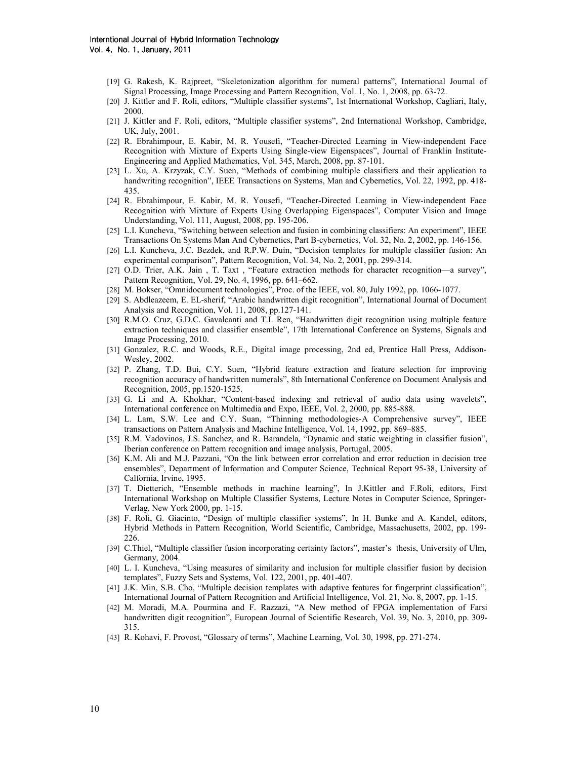[19] G. Rakesh, K. Rajpreet, "Skeletonization algorithm for numeral patterns", International Journal of Signal Processing, Image Processing and Pattern Recognition, Vol. 1, No. 1, 2008, pp. 63-72.

[20] J. Kittler and F. Roli, editors, "Multiple classifier systems", 1st International Workshop, Cagliari, Italy, 2000.

[21] J. Kittler and F. Roli, editors, "Multiple classifier systems", 2nd International Workshop, Cambridge, UK, July, 2001.

[22] R. Ebrahimpour, E. Kabir, M. R. Yousefi, "Teacher-Directed Learning in View-independent Face Recognition with Mixture of Experts Using Single-view Eigenspaces", Journal of Franklin Institute-Engineering and Applied Mathematics, Vol. 345, March, 2008, pp. 87-101.

[23] L. Xu, A. Krzyzak, C.Y. Suen, "Methods of combining multiple classifiers and their application to handwriting recognition", IEEE Transactions on Systems, Man and Cybernetics, Vol. 22, 1992, pp. 418-435.

[24] R. Ebrahimpour, E. Kabir, M. R. Yousefi, "Teacher-Directed Learning in View-independent Face Recognition with Mixture of Experts Using Overlapping Eigenspaces", Computer Vision and Image Understanding, Vol. 111, August, 2008, pp. 195-206.

[25] L.I. Kuncheva, "Switching between selection and fusion in combining classifiers: An experiment", IEEE Transactions On Systems Man And Cybernetics, Part B-cybernetics, Vol. 32, No. 2, 2002, pp. 146-156.

[26] L.I. Kuncheva, J.C. Bezdek, and R.P.W. Duin, "Decision templates for multiple classifier fusion: An experimental comparison", Pattern Recognition, Vol. 34, No. 2, 2001, pp. 299-314.

[27] O.D. Trier, A.K. Jain , T. Taxt , "Feature extraction methods for character recognition—a survey", Pattern Recognition, Vol. 29, No. 4, 1996, pp. 641–662.

[28] M. Bokser, "Omnidocument technologies", Proc. of the IEEE, vol. 80, July 1992, pp. 1066-1077.

[29] S. Abdleazeem, E. EL-sherif, "Arabic handwritten digit recognition", International Journal of Document Analysis and Recognition, Vol. 11, 2008, pp.127-141.

[30] R.M.O. Cruz, G.D.C. Gavalcanti and T.I. Ren, "Handwritten digit recognition using multiple feature extraction techniques and classifier ensemble", 17th International Conference on Systems, Signals and Image Processing, 2010.

[31] Gonzalez, R.C. and Woods, R.E., Digital image processing, 2nd ed, Prentice Hall Press, Addison-Wesley, 2002.

[32] P. Zhang, T.D. Bui, C.Y. Suen, "Hybrid feature extraction and feature selection for improving recognition accuracy of handwritten numerals", 8th International Conference on Document Analysis and Recognition, 2005, pp.1520-1525.

[33] G. Li and A. Khokhar, "Content-based indexing and retrieval of audio data using wavelets", International conference on Multimedia and Expo, IEEE, Vol. 2, 2000, pp. 885-888.

[34] L. Lam, S.W. Lee and C.Y. Suan, "Thinning methodologies-A Comprehensive survey", IEEE transactions on Pattern Analysis and Machine Intelligence, Vol. 14, 1992, pp. 869–885.

[35] R.M. Vadovinos, J.S. Sanchez, and R. Barandela, "Dynamic and static weighting in classifier fusion", Iberian conference on Pattern recognition and image analysis, Portugal, 2005.

[36] K.M. Ali and M.J. Pazzani, "On the link between error correlation and error reduction in decision tree ensembles", Department of Information and Computer Science, Technical Report 95-38, University of Calfornia, Irvine, 1995.

[37] T. Dietterich, "Ensemble methods in machine learning", In J.Kittler and F.Roli, editors, First International Workshop on Multiple Classifier Systems, Lecture Notes in Computer Science, Springer-Verlag, New York 2000, pp. 1-15.

[38] F. Roli, G. Giacinto, "Design of multiple classifier systems", In H. Bunke and A. Kandel, editors, Hybrid Methods in Pattern Recognition, World Scientific, Cambridge, Massachusetts, 2002, pp. 199-226.

[39] C.Thiel, "Multiple classifier fusion incorporating certainty factors", master's thesis, University of Ulm, Germany, 2004.

[40] L. I. Kuncheva, "Using measures of similarity and inclusion for multiple classifier fusion by decision templates", Fuzzy Sets and Systems, Vol. 122, 2001, pp. 401-407.

[41] J.K. Min, S.B. Cho, "Multiple decision templates with adaptive features for fingerprint classification", International Journal of Pattern Recognition and Artificial Intelligence, Vol. 21, No. 8, 2007, pp. 1-15.

[42] M. Moradi, M.A. Pourmina and F. Razzazi, "A New method of FPGA implementation of Farsi handwritten digit recognition", European Journal of Scientific Research, Vol. 39, No. 3, 2010, pp. 309-315.

[43] R. Kohavi, F. Provost, "Glossary of terms", Machine Learning, Vol. 30, 1998, pp. 271-274.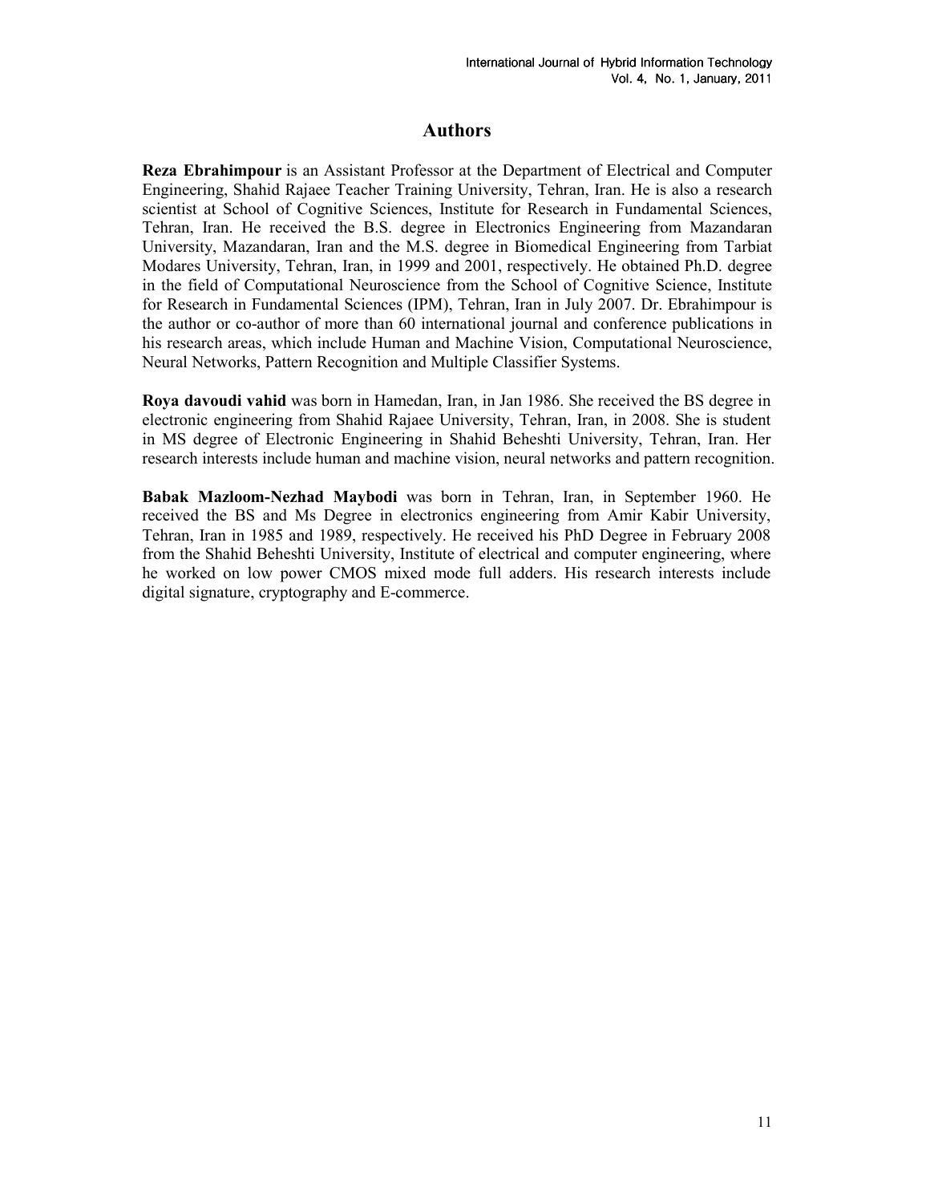# Authors

**Reza Ebrahimpour** is an Assistant Professor at the Department of Electrical and Computer Engineering, Shahid Rajaee Teacher Training University, Tehran, Iran. He is also a research scientist at School of Cognitive Sciences, Institute for Research in Fundamental Sciences, Tehran, Iran. He received the B.S. degree in Electronics Engineering from Mazandaran University, Mazandaran, Iran and the M.S. degree in Biomedical Engineering from Tarbiat Modares University, Tehran, Iran, in 1999 and 2001, respectively. He obtained Ph.D. degree in the field of Computational Neuroscience from the School of Cognitive Science, Institute for Research in Fundamental Sciences (IPM), Tehran, Iran in July 2007. Dr. Ebrahimpour is the author or co-author of more than 60 international journal and conference publications in his research areas, which include Human and Machine Vision, Computational Neuroscience, Neural Networks, Pattern Recognition and Multiple Classifier Systems.

**Roya davoudi vahid** was born in Hamedan, Iran, in Jan 1986. She received the BS degree in electronic engineering from Shahid Rajaee University, Tehran, Iran, in 2008. She is student in MS degree of Electronic Engineering in Shahid Beheshti University, Tehran, Iran. Her research interests include human and machine vision, neural networks and pattern recognition.

**Babak Mazloom-Nezhad Maybodi** was born in Tehran, Iran, in September 1960. He received the BS and Ms Degree in electronics engineering from Amir Kabir University, Tehran, Iran in 1985 and 1989, respectively. He received his PhD Degree in February 2008 from the Shahid Beheshti University, Institute of electrical and computer engineering, where he worked on low power CMOS mixed mode full adders. His research interests include digital signature, cryptography and E-commerce.